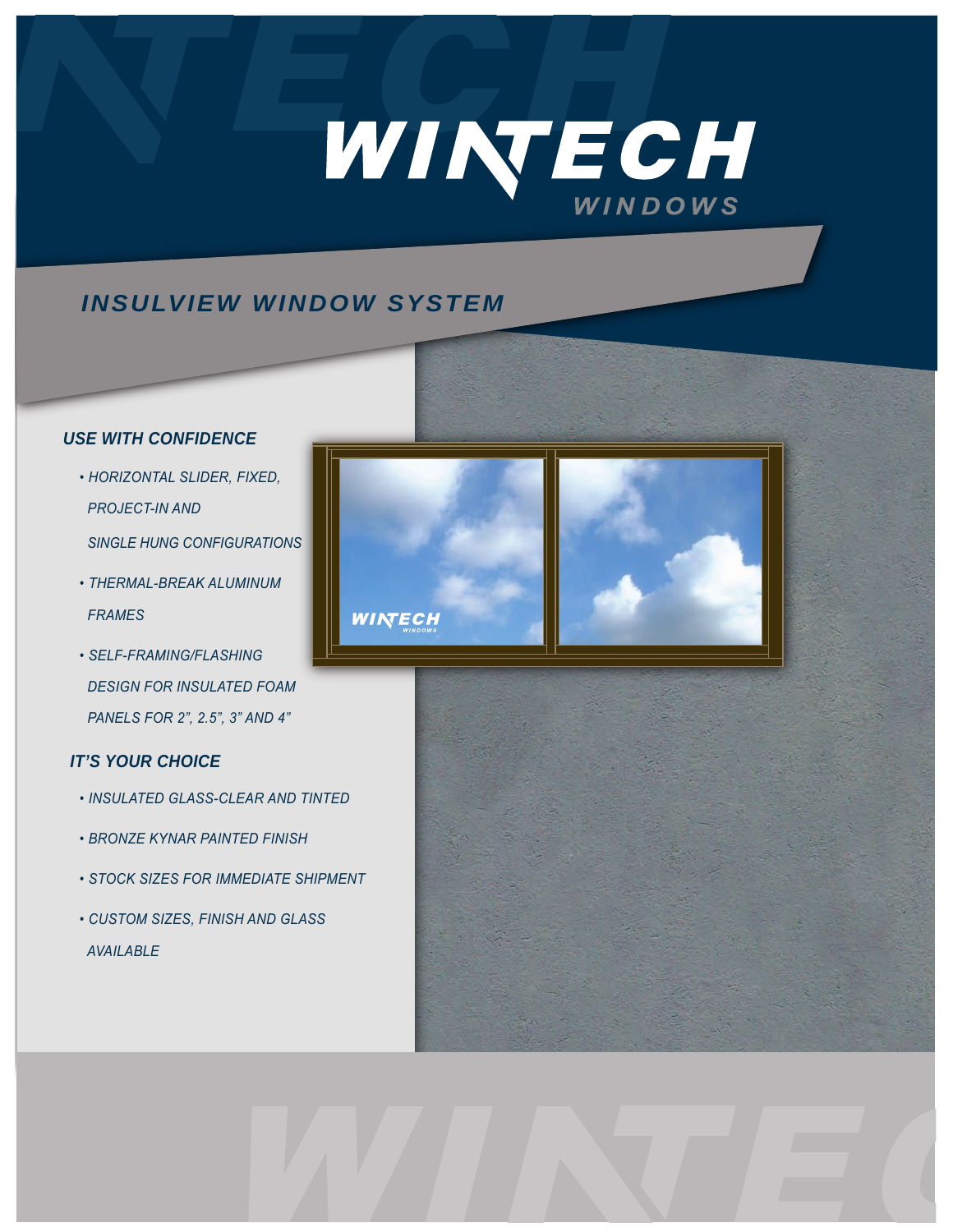# WINTECH

WINDOWS

## INSULVIEW WINDOW SYSTEM

### USE WITH CONFIDENCE

- HORIZONTAL SLIDER, FIXED, PROJECT-IN AND SINGLE HUNG CONFIGURATIONS
- THERMAL-BREAK ALUMINUM FRAMES
- SELF-FRAMING/FLASHING DESIGN FOR INSULATED FOAM PANELS FOR 2”, 2.5”, 3” AND 4”

### IT’S YOUR CHOICE

- INSULATED GLASS-CLEAR AND TINTED
- BRONZE KYNAR PAINTED FINISH
- STOCK SIZES FOR IMMEDIATE SHIPMENT
- CUSTOM SIZES, FINISH AND GLASS AVAILABLE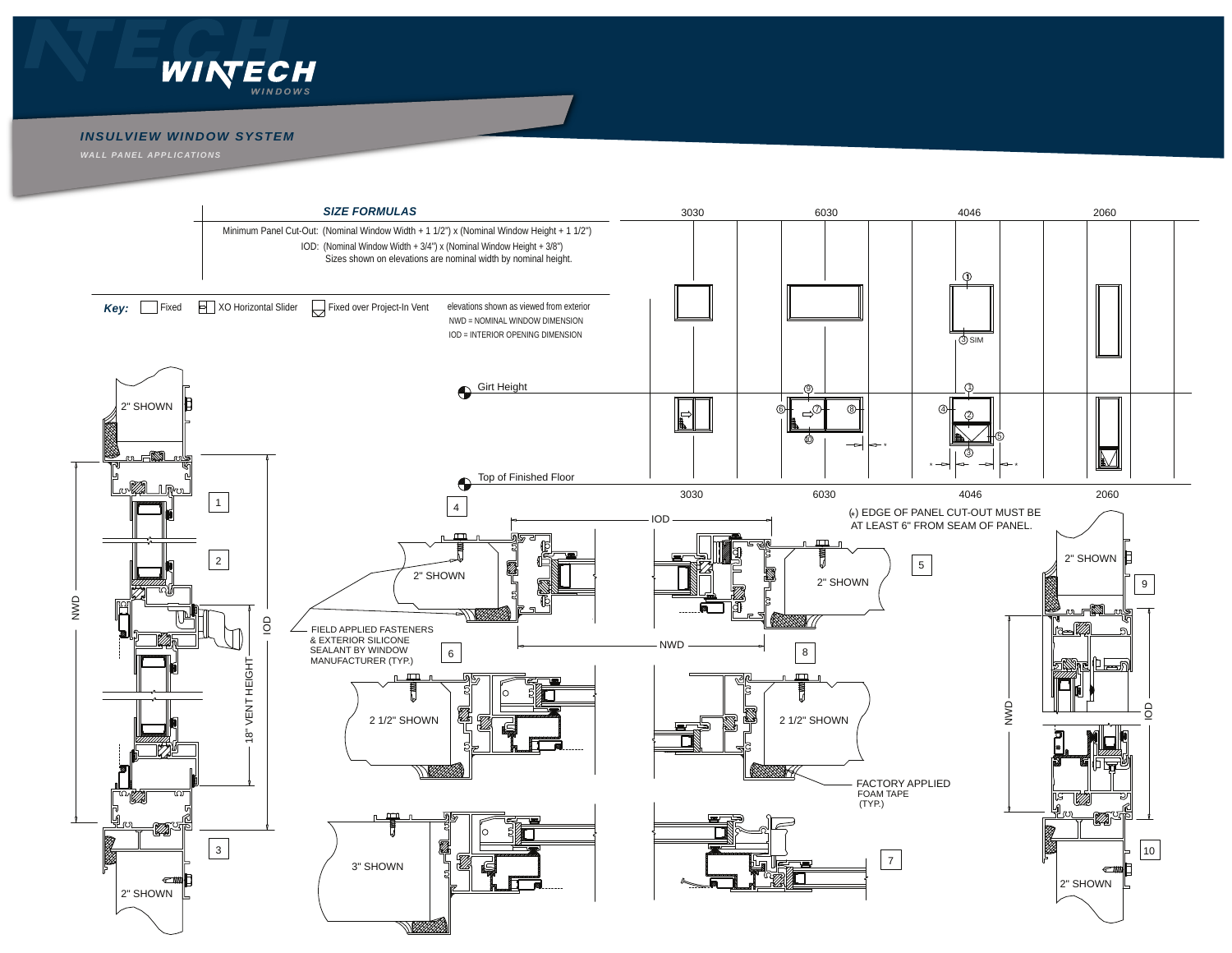# WINTECH WINDOWS

## INSULVIEW WINDOW SYSTEM

### WALL PANEL APPLICATIONS

### SIZE FORMULAS

Minimum Panel Cut-Out: (Nominal Window Width + 1 1/2") x (Nominal Window Height + 1 1/2")

IOD: (Nominal Window Width + 3/4") x (Nominal Window Height + 3/8")

Sizes shown on elevations are nominal width by nominal height.

**Key:** Fixed | XO Horizontal Slider | Fixed over Project-In Vent

elevations shown as viewed from exterior

NWD = NOMINAL WINDOW DIMENSION

IOD = INTERIOR OPENING DIMENSION

3030 | 6030 | 4046 | 2060

Girt Height

Top of Finished Floor

3030 | 6030 | 4046 | 2060

(*) EDGE OF PANEL CUT-OUT MUST BE AT LEAST 6" FROM SEAM OF PANEL.

FIELD APPLIED FASTENERS & EXTERIOR SILICONE SEALANT BY WINDOW MANUFACTURER (TYP.)

FACTORY APPLIED FOAM TAPE (TYP.)

2" SHOWN

2 1/2" SHOWN

3" SHOWN

18" VENT HEIGHT

NWD

IOD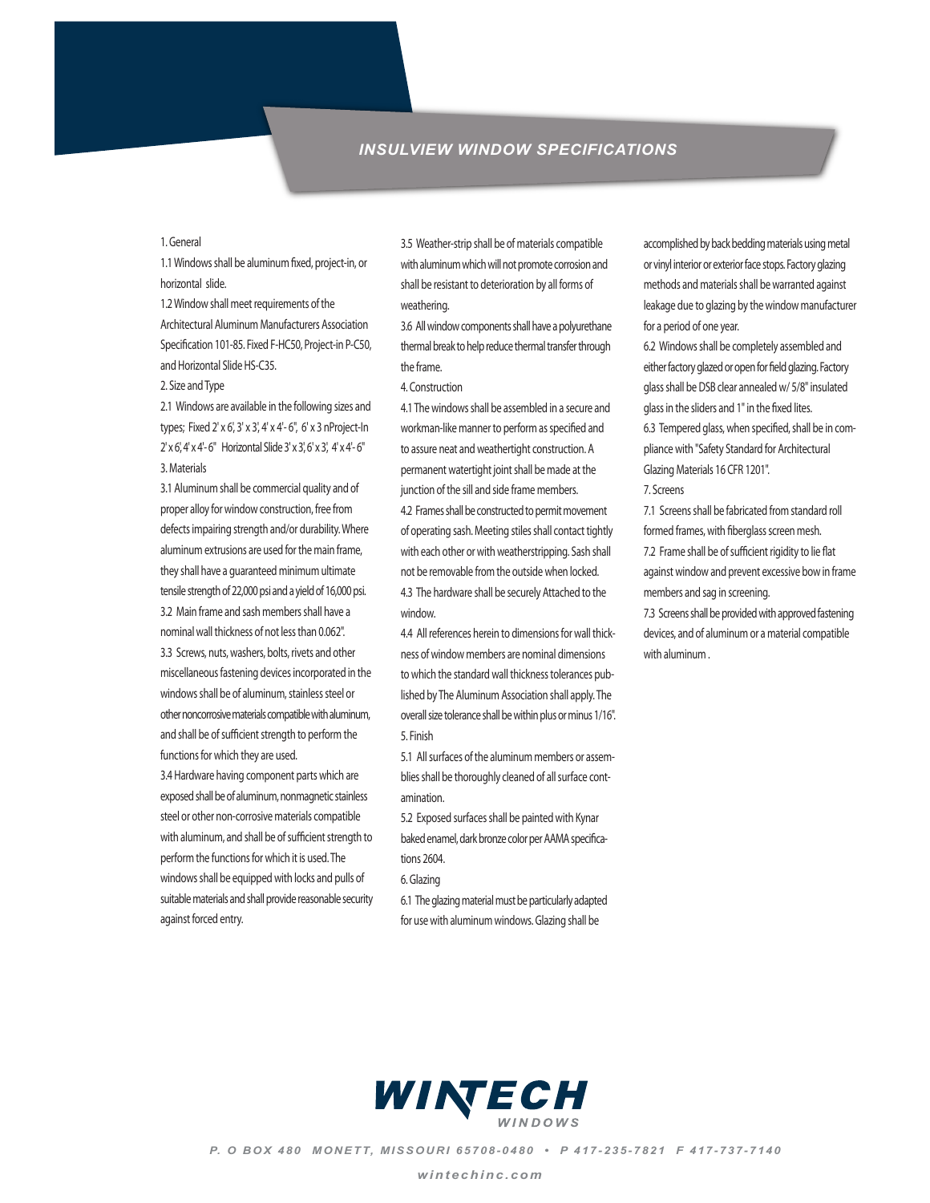# INSULVIEW WINDOW SPECIFICATIONS

1. General

1.1 Windows shall be aluminum fixed, project-in, or horizontal slide.

1.2 Window shall meet requirements of the Architectural Aluminum Manufacturers Association Specification 101-85. Fixed F-HC50, Project-in P-C50, and Horizontal Slide HS-C35.

2. Size and Type

2.1 Windows are available in the following sizes and types; Fixed 2' x 6', 3' x 3', 4' x 4'- 6", 6' x 3 nProject-In 2' x 6', 4' x 4'- 6" Horizontal Slide 3' x 3', 6' x 3', 4' x 4'- 6"

3. Materials

3.1 Aluminum shall be commercial quality and of proper alloy for window construction, free from defects impairing strength and/or durability. Where aluminum extrusions are used for the main frame, they shall have a guaranteed minimum ultimate tensile strength of 22,000 psi and a yield of 16,000 psi.

3.2 Main frame and sash members shall have a nominal wall thickness of not less than 0.062".

3.3 Screws, nuts, washers, bolts, rivets and other miscellaneous fastening devices incorporated in the windows shall be of aluminum, stainless steel or other noncorrosive materials compatible with aluminum, and shall be of sufficient strength to perform the functions for which they are used.

3.4 Hardware having component parts which are exposed shall be of aluminum, nonmagnetic stainless steel or other non-corrosive materials compatible with aluminum, and shall be of sufficient strength to perform the functions for which it is used. The windows shall be equipped with locks and pulls of suitable materials and shall provide reasonable security against forced entry.

3.5 Weather-strip shall be of materials compatible with aluminum which will not promote corrosion and shall be resistant to deterioration by all forms of weathering.

3.6 All window components shall have a polyurethane thermal break to help reduce thermal transfer through the frame.

4. Construction

4.1 The windows shall be assembled in a secure and workman-like manner to perform as specified and to assure neat and weathertight construction. A permanent watertight joint shall be made at the junction of the sill and side frame members.

4.2 Frames shall be constructed to permit movement of operating sash. Meeting stiles shall contact tightly with each other or with weatherstripping. Sash shall not be removable from the outside when locked.

4.3 The hardware shall be securely Attached to the window.

4.4 All references herein to dimensions for wall thickness of window members are nominal dimensions to which the standard wall thickness tolerances published by The Aluminum Association shall apply. The overall size tolerance shall be within plus or minus 1/16".

5. Finish

5.1 All surfaces of the aluminum members or assemblies shall be thoroughly cleaned of all surface contamination.

5.2 Exposed surfaces shall be painted with Kynar baked enamel, dark bronze color per AAMA specifications 2604.

6. Glazing

6.1 The glazing material must be particularly adapted for use with aluminum windows. Glazing shall be accomplished by back bedding materials using metal or vinyl interior or exterior face stops. Factory glazing methods and materials shall be warranted against leakage due to glazing by the window manufacturer for a period of one year.

6.2 Windows shall be completely assembled and either factory glazed or open for field glazing. Factory glass shall be DSB clear annealed w/ 5/8" insulated glass in the sliders and 1" in the fixed lites.

6.3 Tempered glass, when specified, shall be in compliance with "Safety Standard for Architectural Glazing Materials 16 CFR 1201".

7. Screens

7.1 Screens shall be fabricated from standard roll formed frames, with fiberglass screen mesh.

7.2 Frame shall be of sufficient rigidity to lie flat against window and prevent excessive bow in frame members and sag in screening.

7.3 Screens shall be provided with approved fastening devices, and of aluminum or a material compatible with aluminum .

WINTECH WINDOWS

*P. O BOX 480 MONETT, MISSOURI 65708-0480 • P 417-235-7821 F 417-737-7140*

*wintechinc.com*